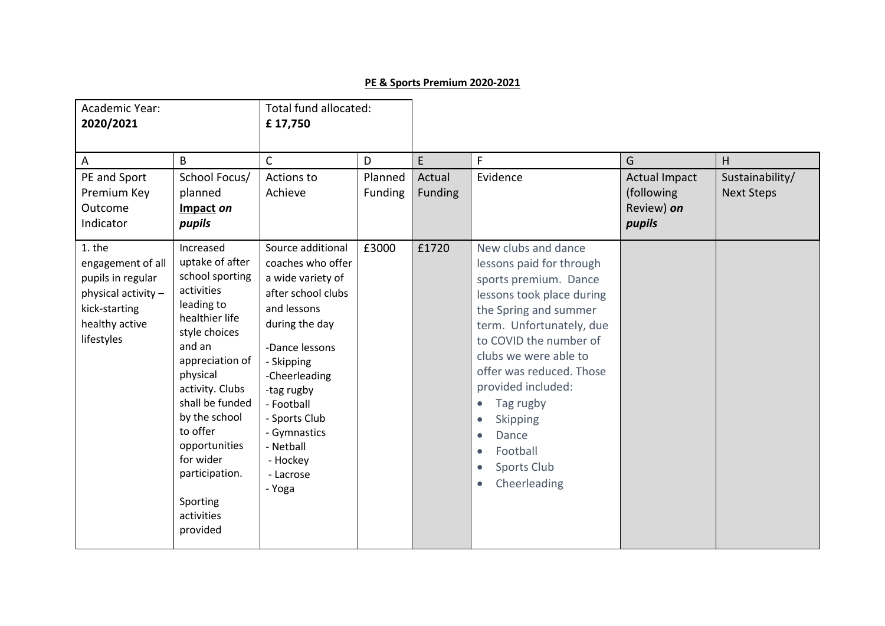**PE & Sports Premium 2020-2021**

| Academic Year: **2020/2021** | | Total fund allocated: **£ 17,750** | | | | | |
|---|---|---|---|---|---|---|---|
| A | B | C | D | E | F | G | H |
| PE and Sport Premium Key Outcome Indicator | School Focus/ planned **Impact** ***on pupils*** | Actions to Achieve | Planned Funding | Actual Funding | Evidence | Actual Impact (following Review) ***on pupils*** | Sustainability/ Next Steps |
| 1. the engagement of all pupils in regular physical activity – kick-starting healthy active lifestyles | Increased uptake of after school sporting activities leading to healthier life style choices and an appreciation of physical activity. Clubs shall be funded by the school to offer opportunities for wider participation.<br><br>Sporting activities provided | Source additional coaches who offer a wide variety of after school clubs and lessons during the day<br><br>-Dance lessons<br>- Skipping<br>-Cheerleading<br>-tag rugby<br>- Football<br>- Sports Club<br>- Gymnastics<br>- Netball<br>- Hockey<br>- Lacrosse<br>- Yoga | £3000 | £1720 | New clubs and dance lessons paid for through sports premium. Dance lessons took place during the Spring and summer term. Unfortunately, due to COVID the number of clubs we were able to offer was reduced. Those provided included:<br>• Tag rugby<br>• Skipping<br>• Dance<br>• Football<br>• Sports Club<br>• Cheerleading | | |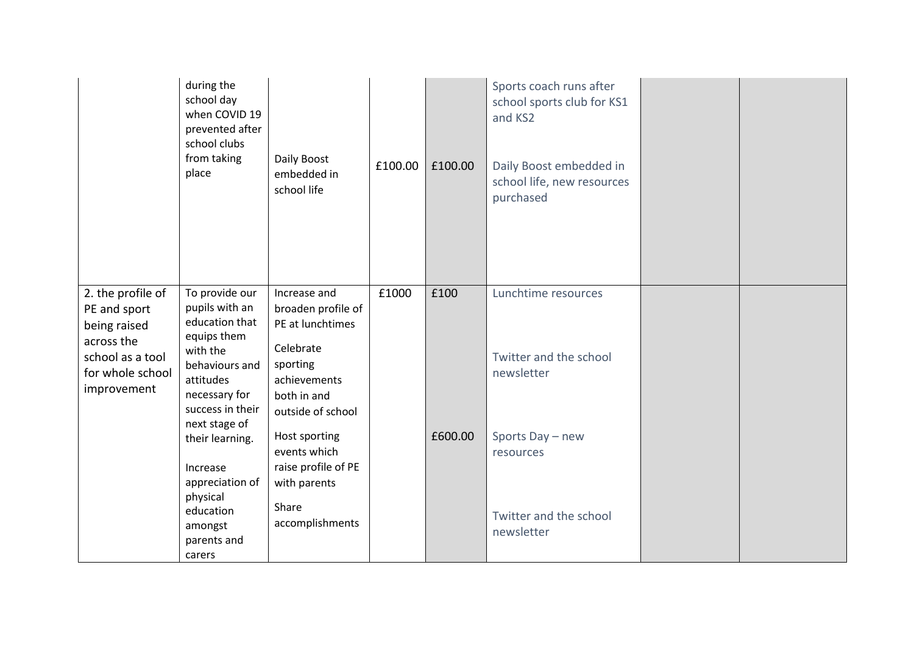| | | | | | | | |
|---|---|---|---|---|---|---|---|
| | during the school day when COVID 19 prevented after school clubs from taking place | Daily Boost embedded in school life | £100.00 | £100.00 | Sports coach runs after school sports club for KS1 and KS2<br><br>Daily Boost embedded in school life, new resources purchased | | |
| 2. the profile of PE and sport being raised across the school as a tool for whole school improvement | To provide our pupils with an education that equips them with the behaviours and attitudes necessary for success in their next stage of their learning.<br><br>Increase appreciation of physical education amongst parents and carers | Increase and broaden profile of PE at lunchtimes<br><br>Celebrate sporting achievements both in and outside of school<br><br>Host sporting events which raise profile of PE with parents<br><br>Share accomplishments | £1000 | £100<br><br>£600.00 | Lunchtime resources<br><br>Twitter and the school newsletter<br><br>Sports Day – new resources<br><br>Twitter and the school newsletter | | |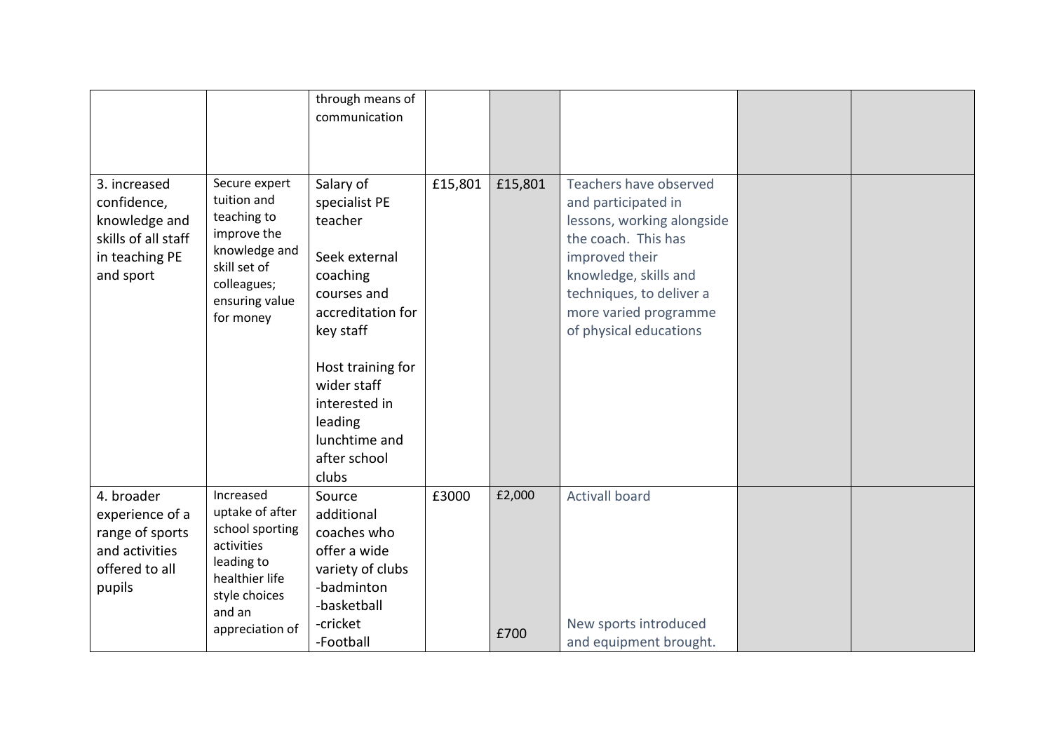| | | | | | | | |
|---|---|---|---|---|---|---|---|
| | | through means of communication | | | | | |
| 3. increased confidence, knowledge and skills of all staff in teaching PE and sport | Secure expert tuition and teaching to improve the knowledge and skill set of colleagues; ensuring value for money | Salary of specialist PE teacher<br><br>Seek external coaching courses and accreditation for key staff<br><br>Host training for wider staff interested in leading lunchtime and after school clubs | £15,801 | £15,801 | Teachers have observed and participated in lessons, working alongside the coach. This has improved their knowledge, skills and techniques, to deliver a more varied programme of physical educations | | |
| 4. broader experience of a range of sports and activities offered to all pupils | Increased uptake of after school sporting activities leading to healthier life style choices and an appreciation of | Source additional coaches who offer a wide variety of clubs<br>-badminton<br>-basketball<br>-cricket<br>-Football | £3000 | £2,000<br><br>£700 | Activall board<br><br>New sports introduced and equipment brought. | | |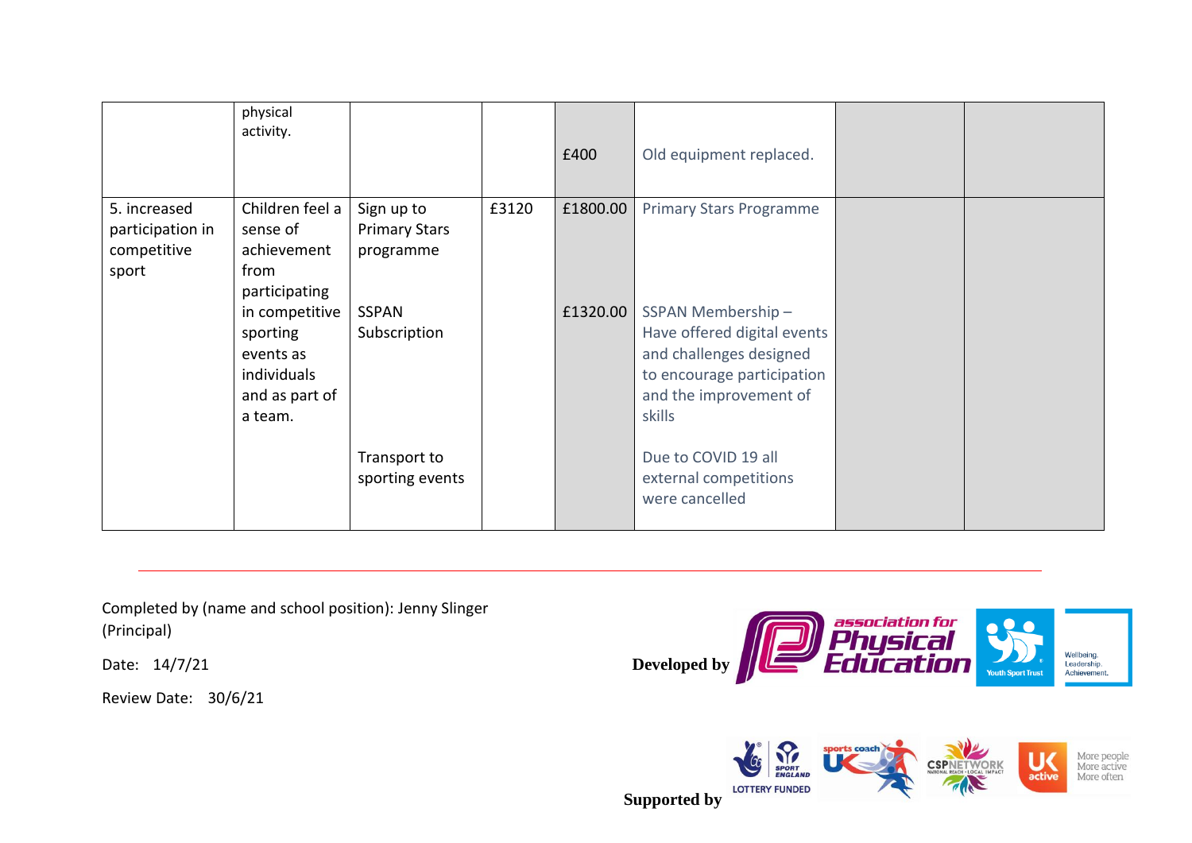| | | | | | | | |
|---|---|---|---|---|---|---|---|
| | physical activity. | | | £400 | Old equipment replaced. | | |
| 5. increased participation in competitive sport | Children feel a sense of achievement from participating in competitive sporting events as individuals and as part of a team. | Sign up to Primary Stars programme | £3120 | £1800.00 | Primary Stars Programme | | |
| | | SSPAN Subscription | | £1320.00 | SSPAN Membership – Have offered digital events and challenges designed to encourage participation and the improvement of skills | | |
| | | Transport to sporting events | | | Due to COVID 19 all external competitions were cancelled | | |

Completed by (name and school position): Jenny Slinger (Principal)

Date: 14/7/21

Review Date: 30/6/21

**Developed by** association for Physical Education, Youth Sport Trust – Wellbeing. Leadership. Achievement.

**Supported by** Lottery Funded, Sport England, sports coach UK, CSPNETWORK, UK active – More people More active More often